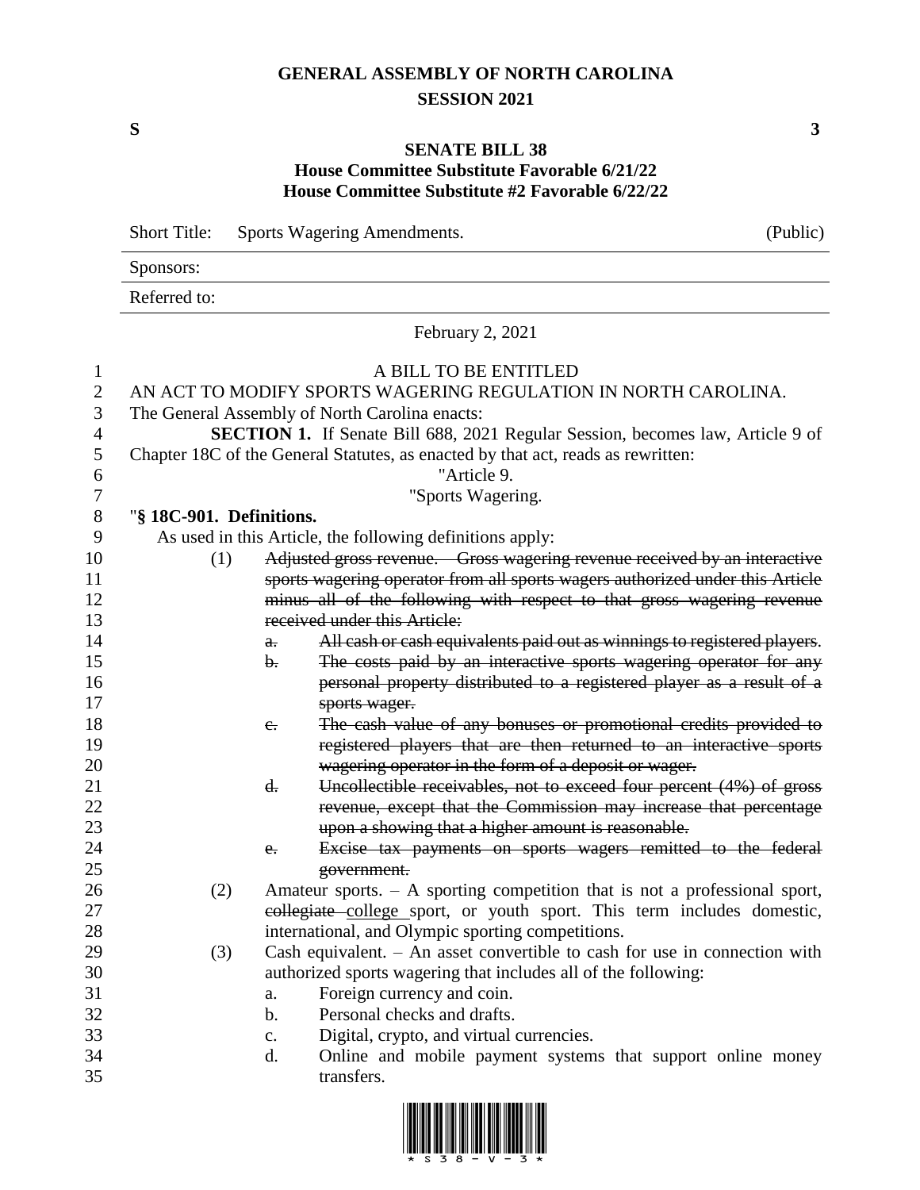# GENERAL ASSEMBLY OF NORTH CAROLINA
## SESSION 2021

**S** **3**

**SENATE BILL 38**
**House Committee Substitute Favorable 6/21/22**
**House Committee Substitute #2 Favorable 6/22/22**

Short Title: Sports Wagering Amendments. (Public)

Sponsors:

Referred to:

February 2, 2021

A BILL TO BE ENTITLED

AN ACT TO MODIFY SPORTS WAGERING REGULATION IN NORTH CAROLINA.

The General Assembly of North Carolina enacts:

**SECTION 1.** If Senate Bill 688, 2021 Regular Session, becomes law, Article 9 of Chapter 18C of the General Statutes, as enacted by that act, reads as rewritten:

"Article 9.

"Sports Wagering.

"**§ 18C-901. Definitions.**

As used in this Article, the following definitions apply:

(1) ~~Adjusted gross revenue. – Gross wagering revenue received by an interactive sports wagering operator from all sports wagers authorized under this Article minus all of the following with respect to that gross wagering revenue received under this Article:~~
   - ~~a. All cash or cash equivalents paid out as winnings to registered players.~~
   - ~~b. The costs paid by an interactive sports wagering operator for any personal property distributed to a registered player as a result of a sports wager.~~
   - ~~c. The cash value of any bonuses or promotional credits provided to registered players that are then returned to an interactive sports wagering operator in the form of a deposit or wager.~~
   - ~~d. Uncollectible receivables, not to exceed four percent (4%) of gross revenue, except that the Commission may increase that percentage upon a showing that a higher amount is reasonable.~~
   - ~~e. Excise tax payments on sports wagers remitted to the federal government.~~

(2) Amateur sports. – A sporting competition that is not a professional sport, ~~collegiate~~ <u>college</u> sport, or youth sport. This term includes domestic, international, and Olympic sporting competitions.

(3) Cash equivalent. – An asset convertible to cash for use in connection with authorized sports wagering that includes all of the following:
   - a. Foreign currency and coin.
   - b. Personal checks and drafts.
   - c. Digital, crypto, and virtual currencies.
   - d. Online and mobile payment systems that support online money transfers.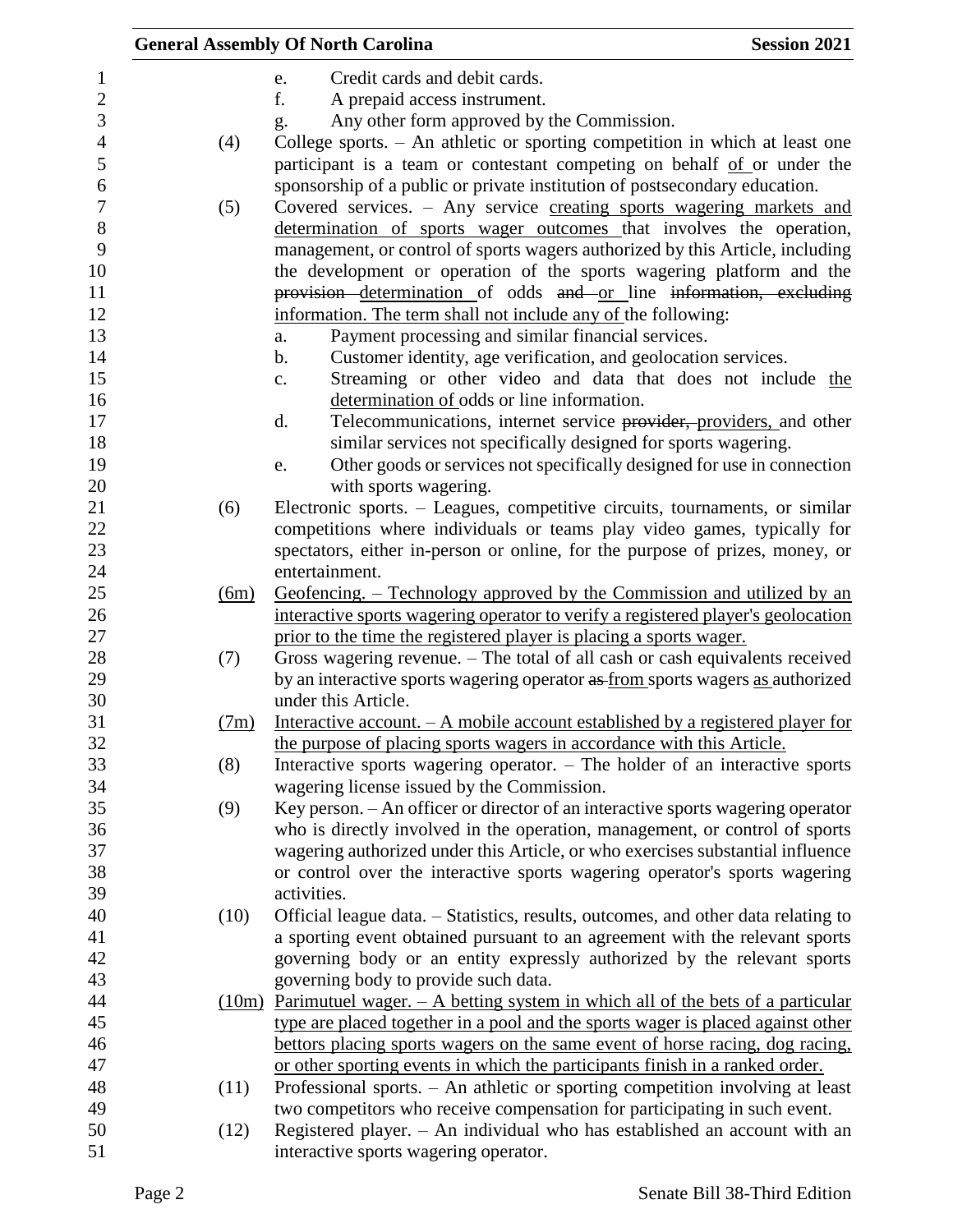e. Credit cards and debit cards.

f. A prepaid access instrument.

g. Any other form approved by the Commission.

(4) College sports. – An athletic or sporting competition in which at least one participant is a team or contestant competing on behalf of or under the sponsorship of a public or private institution of postsecondary education.

(5) Covered services. – Any service creating sports wagering markets and determination of sports wager outcomes that involves the operation, management, or control of sports wagers authorized by this Article, including the development or operation of the sports wagering platform and the ~~provision~~ determination of odds ~~and~~ or line ~~information, excluding~~ information. The term shall not include any of the following:

a. Payment processing and similar financial services.

b. Customer identity, age verification, and geolocation services.

c. Streaming or other video and data that does not include the determination of odds or line information.

d. Telecommunications, internet service ~~provider,~~ providers, and other similar services not specifically designed for sports wagering.

e. Other goods or services not specifically designed for use in connection with sports wagering.

(6) Electronic sports. – Leagues, competitive circuits, tournaments, or similar competitions where individuals or teams play video games, typically for spectators, either in-person or online, for the purpose of prizes, money, or entertainment.

(6m) Geofencing. – Technology approved by the Commission and utilized by an interactive sports wagering operator to verify a registered player's geolocation prior to the time the registered player is placing a sports wager.

(7) Gross wagering revenue. – The total of all cash or cash equivalents received by an interactive sports wagering operator ~~as~~ from sports wagers as authorized under this Article.

(7m) Interactive account. – A mobile account established by a registered player for the purpose of placing sports wagers in accordance with this Article.

(8) Interactive sports wagering operator. – The holder of an interactive sports wagering license issued by the Commission.

(9) Key person. – An officer or director of an interactive sports wagering operator who is directly involved in the operation, management, or control of sports wagering authorized under this Article, or who exercises substantial influence or control over the interactive sports wagering operator's sports wagering activities.

(10) Official league data. – Statistics, results, outcomes, and other data relating to a sporting event obtained pursuant to an agreement with the relevant sports governing body or an entity expressly authorized by the relevant sports governing body to provide such data.

(10m) Parimutuel wager. – A betting system in which all of the bets of a particular type are placed together in a pool and the sports wager is placed against other bettors placing sports wagers on the same event of horse racing, dog racing, or other sporting events in which the participants finish in a ranked order.

(11) Professional sports. – An athletic or sporting competition involving at least two competitors who receive compensation for participating in such event.

(12) Registered player. – An individual who has established an account with an interactive sports wagering operator.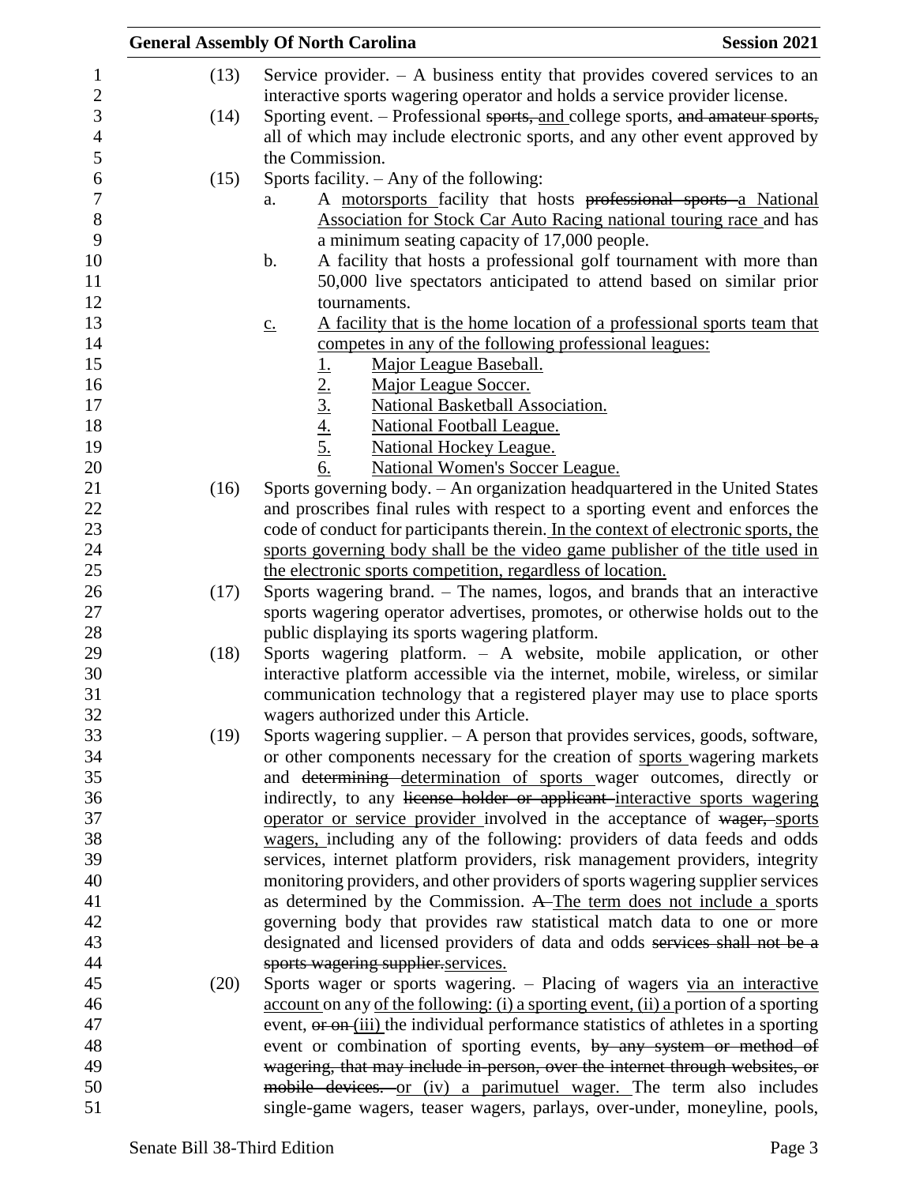(13) Service provider. – A business entity that provides covered services to an interactive sports wagering operator and holds a service provider license.

(14) Sporting event. – Professional sports, and college sports, and amateur sports, all of which may include electronic sports, and any other event approved by the Commission.

(15) Sports facility. – Any of the following:

a. A motorsports facility that hosts professional sports a National Association for Stock Car Auto Racing national touring race and has a minimum seating capacity of 17,000 people.

b. A facility that hosts a professional golf tournament with more than 50,000 live spectators anticipated to attend based on similar prior tournaments.

c. A facility that is the home location of a professional sports team that competes in any of the following professional leagues:

1. Major League Baseball.
2. Major League Soccer.
3. National Basketball Association.
4. National Football League.
5. National Hockey League.
6. National Women's Soccer League.

(16) Sports governing body. – An organization headquartered in the United States and proscribes final rules with respect to a sporting event and enforces the code of conduct for participants therein. In the context of electronic sports, the sports governing body shall be the video game publisher of the title used in the electronic sports competition, regardless of location.

(17) Sports wagering brand. – The names, logos, and brands that an interactive sports wagering operator advertises, promotes, or otherwise holds out to the public displaying its sports wagering platform.

(18) Sports wagering platform. – A website, mobile application, or other interactive platform accessible via the internet, mobile, wireless, or similar communication technology that a registered player may use to place sports wagers authorized under this Article.

(19) Sports wagering supplier. – A person that provides services, goods, software, or other components necessary for the creation of sports wagering markets and determining determination of sports wager outcomes, directly or indirectly, to any license holder or applicant interactive sports wagering operator or service provider involved in the acceptance of wager, sports wagers, including any of the following: providers of data feeds and odds services, internet platform providers, risk management providers, integrity monitoring providers, and other providers of sports wagering supplier services as determined by the Commission. A The term does not include a sports governing body that provides raw statistical match data to one or more designated and licensed providers of data and odds services shall not be a sports wagering supplier.services.

(20) Sports wager or sports wagering. – Placing of wagers via an interactive account on any of the following: (i) a sporting event, (ii) a portion of a sporting event, or on (iii) the individual performance statistics of athletes in a sporting event or combination of sporting events, by any system or method of wagering, that may include in-person, over the internet through websites, or mobile devices. or (iv) a parimutuel wager. The term also includes single-game wagers, teaser wagers, parlays, over-under, moneyline, pools,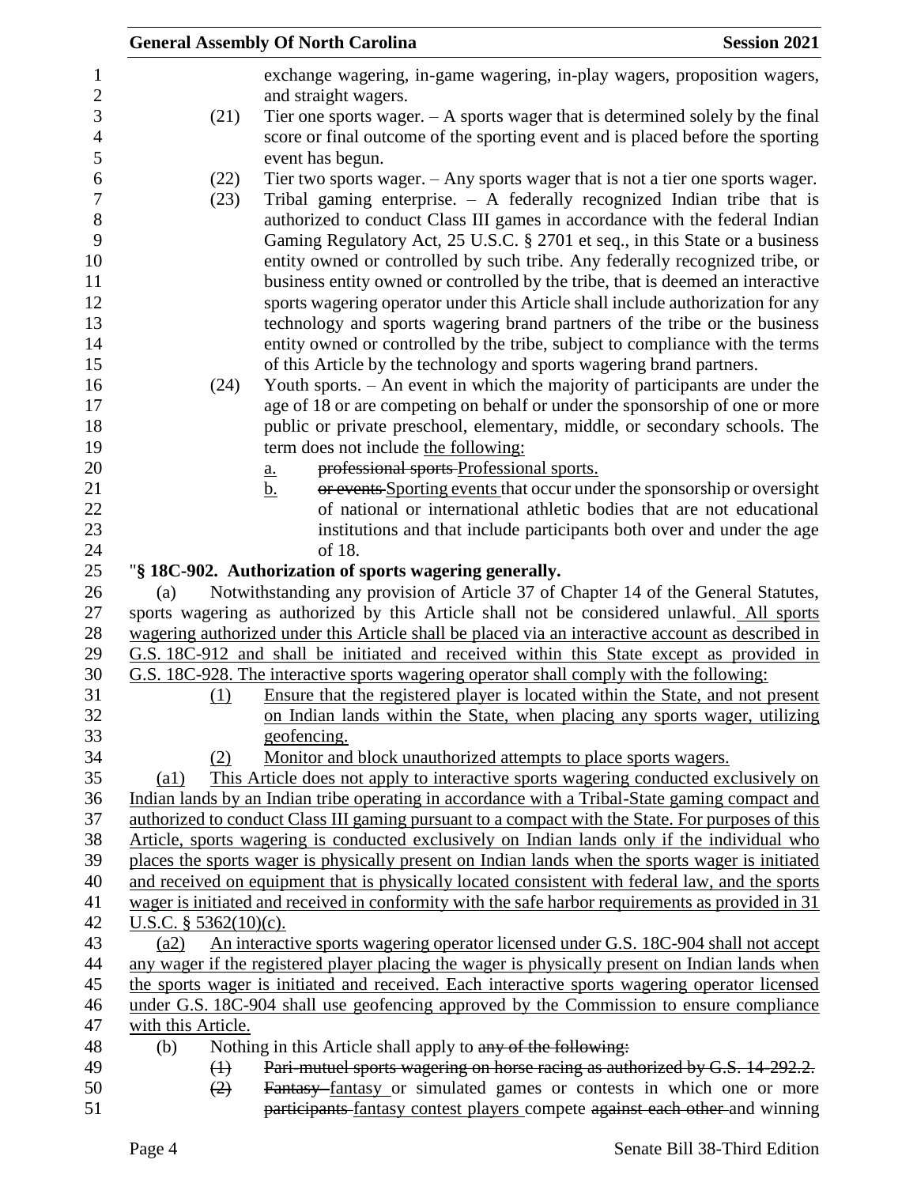exchange wagering, in-game wagering, in-play wagers, proposition wagers, and straight wagers.

(21) Tier one sports wager. – A sports wager that is determined solely by the final score or final outcome of the sporting event and is placed before the sporting event has begun.

(22) Tier two sports wager. – Any sports wager that is not a tier one sports wager.

(23) Tribal gaming enterprise. – A federally recognized Indian tribe that is authorized to conduct Class III games in accordance with the federal Indian Gaming Regulatory Act, 25 U.S.C. § 2701 et seq., in this State or a business entity owned or controlled by such tribe. Any federally recognized tribe, or business entity owned or controlled by the tribe, that is deemed an interactive sports wagering operator under this Article shall include authorization for any technology and sports wagering brand partners of the tribe or the business entity owned or controlled by the tribe, subject to compliance with the terms of this Article by the technology and sports wagering brand partners.

(24) Youth sports. – An event in which the majority of participants are under the age of 18 or are competing on behalf or under the sponsorship of one or more public or private preschool, elementary, middle, or secondary schools. The term does not include the following:

a. ~~professional sports~~ Professional sports.

b. ~~or events~~ Sporting events that occur under the sponsorship or oversight of national or international athletic bodies that are not educational institutions and that include participants both over and under the age of 18.

"**§ 18C-902. Authorization of sports wagering generally.**

(a) Notwithstanding any provision of Article 37 of Chapter 14 of the General Statutes, sports wagering as authorized by this Article shall not be considered unlawful. All sports wagering authorized under this Article shall be placed via an interactive account as described in G.S. 18C-912 and shall be initiated and received within this State except as provided in G.S. 18C-928. The interactive sports wagering operator shall comply with the following:

(1) Ensure that the registered player is located within the State, and not present on Indian lands within the State, when placing any sports wager, utilizing geofencing.

(2) Monitor and block unauthorized attempts to place sports wagers.

(a1) This Article does not apply to interactive sports wagering conducted exclusively on Indian lands by an Indian tribe operating in accordance with a Tribal-State gaming compact and authorized to conduct Class III gaming pursuant to a compact with the State. For purposes of this Article, sports wagering is conducted exclusively on Indian lands only if the individual who places the sports wager is physically present on Indian lands when the sports wager is initiated and received on equipment that is physically located consistent with federal law, and the sports wager is initiated and received in conformity with the safe harbor requirements as provided in 31 U.S.C. § 5362(10)(c).

(a2) An interactive sports wagering operator licensed under G.S. 18C-904 shall not accept any wager if the registered player placing the wager is physically present on Indian lands when the sports wager is initiated and received. Each interactive sports wagering operator licensed under G.S. 18C-904 shall use geofencing approved by the Commission to ensure compliance with this Article.

(b) Nothing in this Article shall apply to ~~any of the following:~~

~~(1) Pari-mutuel sports wagering on horse racing as authorized by G.S. 14-292.2.~~

~~(2)~~ ~~Fantasy~~ fantasy or simulated games or contests in which one or more ~~participants~~ fantasy contest players compete ~~against each other~~ and winning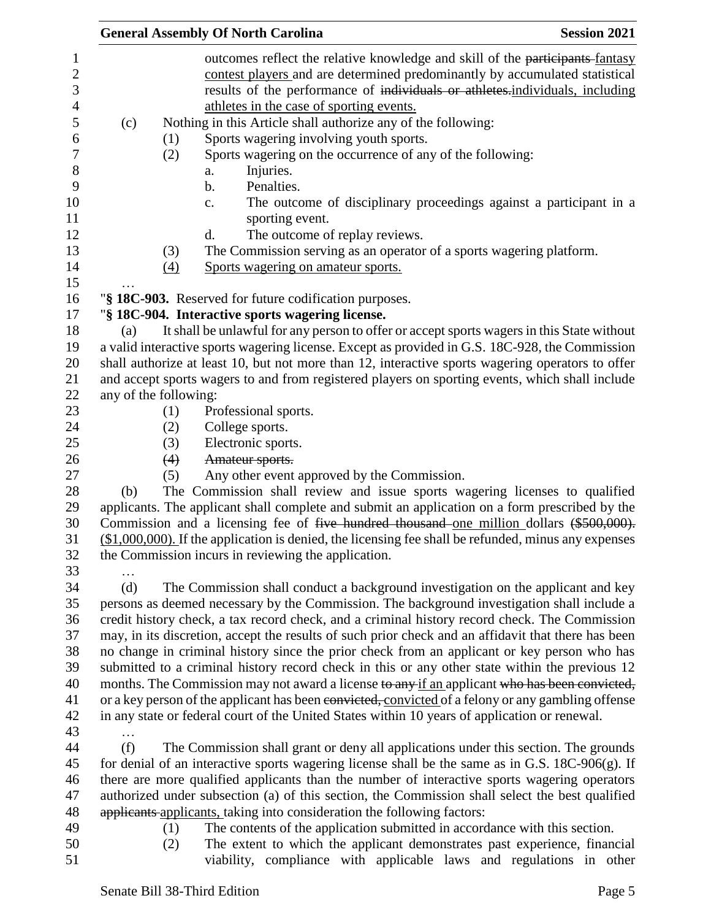outcomes reflect the relative knowledge and skill of the ~~participants~~ fantasy contest players and are determined predominantly by accumulated statistical results of the performance of ~~individuals or athletes.~~individuals, including athletes in the case of sporting events.

(c) Nothing in this Article shall authorize any of the following:

(1) Sports wagering involving youth sports.

(2) Sports wagering on the occurrence of any of the following:

a. Injuries.

b. Penalties.

c. The outcome of disciplinary proceedings against a participant in a sporting event.

d. The outcome of replay reviews.

(3) The Commission serving as an operator of a sports wagering platform.

(4) Sports wagering on amateur sports.

…

"**§ 18C-903.** Reserved for future codification purposes.

"**§ 18C-904. Interactive sports wagering license.**

(a) It shall be unlawful for any person to offer or accept sports wagers in this State without a valid interactive sports wagering license. Except as provided in G.S. 18C-928, the Commission shall authorize at least 10, but not more than 12, interactive sports wagering operators to offer and accept sports wagers to and from registered players on sporting events, which shall include any of the following:

(1) Professional sports.

(2) College sports.

(3) Electronic sports.

~~(4) Amateur sports.~~

(5) Any other event approved by the Commission.

(b) The Commission shall review and issue sports wagering licenses to qualified applicants. The applicant shall complete and submit an application on a form prescribed by the Commission and a licensing fee of ~~five hundred thousand~~ one million dollars ~~($500,000).~~ ($1,000,000). If the application is denied, the licensing fee shall be refunded, minus any expenses the Commission incurs in reviewing the application.

…

(d) The Commission shall conduct a background investigation on the applicant and key persons as deemed necessary by the Commission. The background investigation shall include a credit history check, a tax record check, and a criminal history record check. The Commission may, in its discretion, accept the results of such prior check and an affidavit that there has been no change in criminal history since the prior check from an applicant or key person who has submitted to a criminal history record check in this or any other state within the previous 12 months. The Commission may not award a license ~~to any~~ if an applicant ~~who has been convicted,~~ or a key person of the applicant has been ~~convicted,~~ convicted of a felony or any gambling offense in any state or federal court of the United States within 10 years of application or renewal.

…

(f) The Commission shall grant or deny all applications under this section. The grounds for denial of an interactive sports wagering license shall be the same as in G.S. 18C-906(g). If there are more qualified applicants than the number of interactive sports wagering operators authorized under subsection (a) of this section, the Commission shall select the best qualified ~~applicants~~ applicants, taking into consideration the following factors:

(1) The contents of the application submitted in accordance with this section.

(2) The extent to which the applicant demonstrates past experience, financial viability, compliance with applicable laws and regulations in other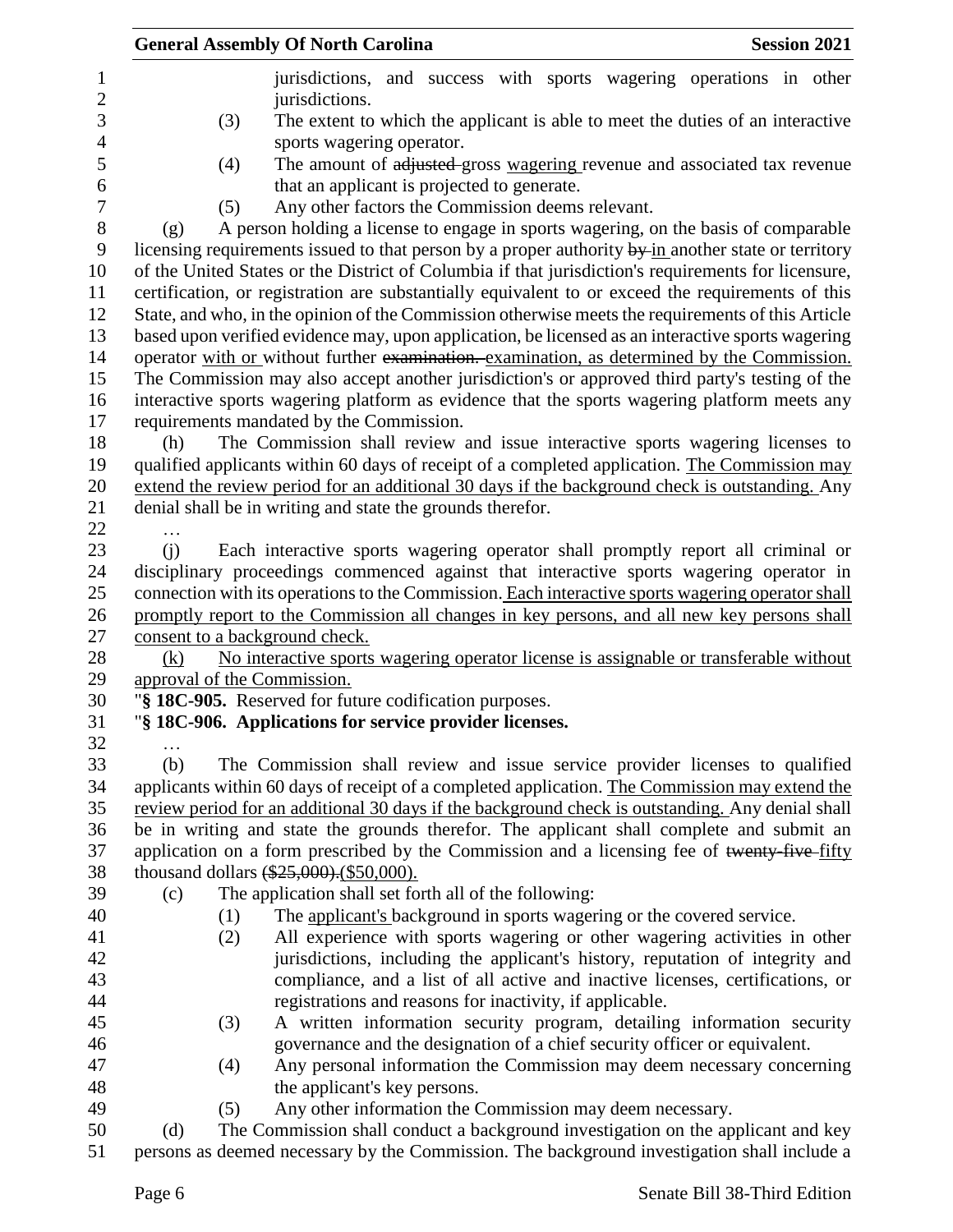jurisdictions, and success with sports wagering operations in other jurisdictions.

(3) The extent to which the applicant is able to meet the duties of an interactive sports wagering operator.

(4) The amount of ~~adjusted~~ gross wagering revenue and associated tax revenue that an applicant is projected to generate.

(5) Any other factors the Commission deems relevant.

(g) A person holding a license to engage in sports wagering, on the basis of comparable licensing requirements issued to that person by a proper authority ~~by~~ in another state or territory of the United States or the District of Columbia if that jurisdiction's requirements for licensure, certification, or registration are substantially equivalent to or exceed the requirements of this State, and who, in the opinion of the Commission otherwise meets the requirements of this Article based upon verified evidence may, upon application, be licensed as an interactive sports wagering operator with or without further ~~examination.~~ examination, as determined by the Commission. The Commission may also accept another jurisdiction's or approved third party's testing of the interactive sports wagering platform as evidence that the sports wagering platform meets any requirements mandated by the Commission.

(h) The Commission shall review and issue interactive sports wagering licenses to qualified applicants within 60 days of receipt of a completed application. The Commission may extend the review period for an additional 30 days if the background check is outstanding. Any denial shall be in writing and state the grounds therefor.

…

(j) Each interactive sports wagering operator shall promptly report all criminal or disciplinary proceedings commenced against that interactive sports wagering operator in connection with its operations to the Commission. Each interactive sports wagering operator shall promptly report to the Commission all changes in key persons, and all new key persons shall consent to a background check.

(k) No interactive sports wagering operator license is assignable or transferable without approval of the Commission.

"**§ 18C-905.** Reserved for future codification purposes.

"**§ 18C-906. Applications for service provider licenses.**

…

(b) The Commission shall review and issue service provider licenses to qualified applicants within 60 days of receipt of a completed application. The Commission may extend the review period for an additional 30 days if the background check is outstanding. Any denial shall be in writing and state the grounds therefor. The applicant shall complete and submit an application on a form prescribed by the Commission and a licensing fee of ~~twenty-five~~ fifty thousand dollars ~~($25,000).~~($50,000).

(c) The application shall set forth all of the following:

(1) The applicant's background in sports wagering or the covered service.

(2) All experience with sports wagering or other wagering activities in other jurisdictions, including the applicant's history, reputation of integrity and compliance, and a list of all active and inactive licenses, certifications, or registrations and reasons for inactivity, if applicable.

(3) A written information security program, detailing information security governance and the designation of a chief security officer or equivalent.

(4) Any personal information the Commission may deem necessary concerning the applicant's key persons.

(5) Any other information the Commission may deem necessary.

(d) The Commission shall conduct a background investigation on the applicant and key persons as deemed necessary by the Commission. The background investigation shall include a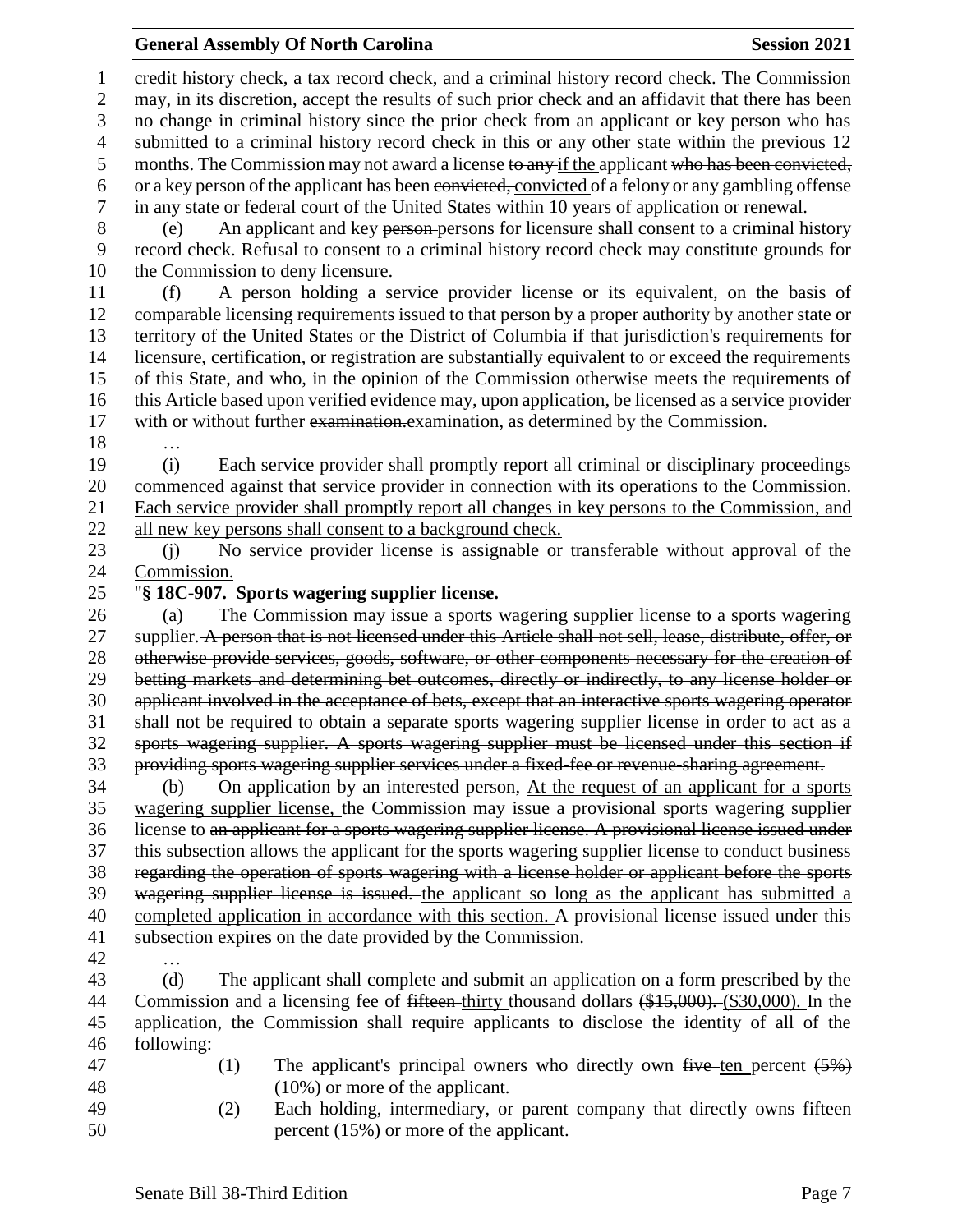credit history check, a tax record check, and a criminal history record check. The Commission may, in its discretion, accept the results of such prior check and an affidavit that there has been no change in criminal history since the prior check from an applicant or key person who has submitted to a criminal history record check in this or any other state within the previous 12 months. The Commission may not award a license ~~to any~~ if the applicant ~~who has been convicted,~~ or a key person of the applicant has been ~~convicted,~~ convicted of a felony or any gambling offense in any state or federal court of the United States within 10 years of application or renewal.

(e) An applicant and key ~~person~~ persons for licensure shall consent to a criminal history record check. Refusal to consent to a criminal history record check may constitute grounds for the Commission to deny licensure.

(f) A person holding a service provider license or its equivalent, on the basis of comparable licensing requirements issued to that person by a proper authority by another state or territory of the United States or the District of Columbia if that jurisdiction's requirements for licensure, certification, or registration are substantially equivalent to or exceed the requirements of this State, and who, in the opinion of the Commission otherwise meets the requirements of this Article based upon verified evidence may, upon application, be licensed as a service provider with or without further ~~examination.~~ examination, as determined by the Commission.

…

(i) Each service provider shall promptly report all criminal or disciplinary proceedings commenced against that service provider in connection with its operations to the Commission. Each service provider shall promptly report all changes in key persons to the Commission, and all new key persons shall consent to a background check.

(j) No service provider license is assignable or transferable without approval of the Commission.

"**§ 18C-907. Sports wagering supplier license.**

(a) The Commission may issue a sports wagering supplier license to a sports wagering supplier. ~~A person that is not licensed under this Article shall not sell, lease, distribute, offer, or otherwise provide services, goods, software, or other components necessary for the creation of betting markets and determining bet outcomes, directly or indirectly, to any license holder or applicant involved in the acceptance of bets, except that an interactive sports wagering operator shall not be required to obtain a separate sports wagering supplier license in order to act as a sports wagering supplier. A sports wagering supplier must be licensed under this section if providing sports wagering supplier services under a fixed-fee or revenue-sharing agreement.~~

(b) ~~On application by an interested person,~~ At the request of an applicant for a sports wagering supplier license, the Commission may issue a provisional sports wagering supplier license to ~~an applicant for a sports wagering supplier license. A provisional license issued under this subsection allows the applicant for the sports wagering supplier license to conduct business regarding the operation of sports wagering with a license holder or applicant before the sports wagering supplier license is issued.~~ the applicant so long as the applicant has submitted a completed application in accordance with this section. A provisional license issued under this subsection expires on the date provided by the Commission.

…

(d) The applicant shall complete and submit an application on a form prescribed by the Commission and a licensing fee of ~~fifteen~~ thirty thousand dollars ~~($15,000).~~ ($30,000). In the application, the Commission shall require applicants to disclose the identity of all of the following:

(1) The applicant's principal owners who directly own ~~five~~ ten percent ~~(5%)~~ (10%) or more of the applicant.

(2) Each holding, intermediary, or parent company that directly owns fifteen percent (15%) or more of the applicant.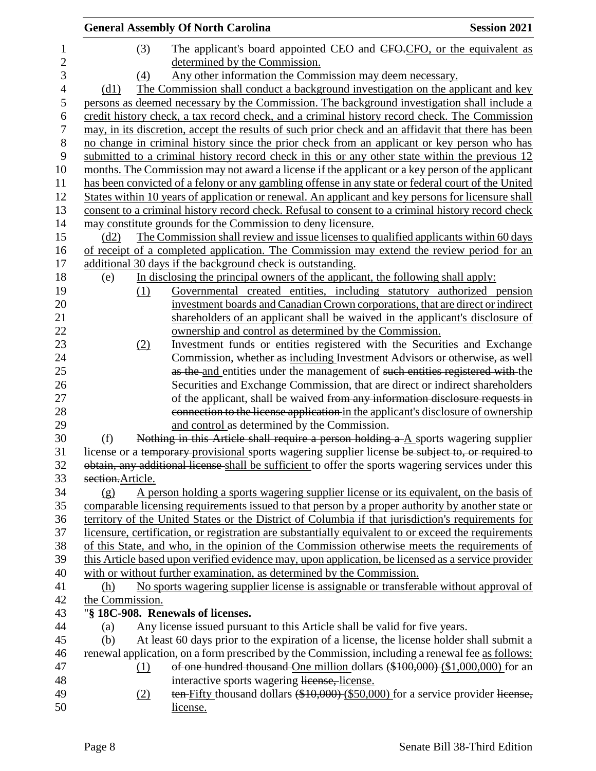(3) The applicant's board appointed CEO and CFO.CFO, or the equivalent as determined by the Commission.

(4) Any other information the Commission may deem necessary.

(d1) The Commission shall conduct a background investigation on the applicant and key persons as deemed necessary by the Commission. The background investigation shall include a credit history check, a tax record check, and a criminal history record check. The Commission may, in its discretion, accept the results of such prior check and an affidavit that there has been no change in criminal history since the prior check from an applicant or key person who has submitted to a criminal history record check in this or any other state within the previous 12 months. The Commission may not award a license if the applicant or a key person of the applicant has been convicted of a felony or any gambling offense in any state or federal court of the United States within 10 years of application or renewal. An applicant and key persons for licensure shall consent to a criminal history record check. Refusal to consent to a criminal history record check may constitute grounds for the Commission to deny licensure.

(d2) The Commission shall review and issue licenses to qualified applicants within 60 days of receipt of a completed application. The Commission may extend the review period for an additional 30 days if the background check is outstanding.

(e) In disclosing the principal owners of the applicant, the following shall apply:

(1) Governmental created entities, including statutory authorized pension investment boards and Canadian Crown corporations, that are direct or indirect shareholders of an applicant shall be waived in the applicant's disclosure of ownership and control as determined by the Commission.

(2) Investment funds or entities registered with the Securities and Exchange Commission, ~~whether as~~ including Investment Advisors ~~or otherwise, as well as the~~ and entities under the management of ~~such entities registered with~~ the Securities and Exchange Commission, that are direct or indirect shareholders of the applicant, shall be waived ~~from any information disclosure requests in connection to the license application~~ in the applicant's disclosure of ownership and control as determined by the Commission.

(f) ~~Nothing in this Article shall require a person holding a~~ A sports wagering supplier license or a ~~temporary~~ provisional sports wagering supplier license ~~be subject to, or required to obtain, any additional license~~ shall be sufficient to offer the sports wagering services under this ~~section.~~Article.

(g) A person holding a sports wagering supplier license or its equivalent, on the basis of comparable licensing requirements issued to that person by a proper authority by another state or territory of the United States or the District of Columbia if that jurisdiction's requirements for licensure, certification, or registration are substantially equivalent to or exceed the requirements of this State, and who, in the opinion of the Commission otherwise meets the requirements of this Article based upon verified evidence may, upon application, be licensed as a service provider with or without further examination, as determined by the Commission.

(h) No sports wagering supplier license is assignable or transferable without approval of the Commission.

"**§ 18C-908. Renewals of licenses.**

(a) Any license issued pursuant to this Article shall be valid for five years.

(b) At least 60 days prior to the expiration of a license, the license holder shall submit a renewal application, on a form prescribed by the Commission, including a renewal fee as follows:

(1) ~~of one hundred thousand~~ One million dollars ~~($100,000)~~ ($1,000,000) for an interactive sports wagering ~~license,~~ license.

(2) ~~ten~~ Fifty thousand dollars ~~($10,000)~~ ($50,000) for a service provider ~~license,~~ license.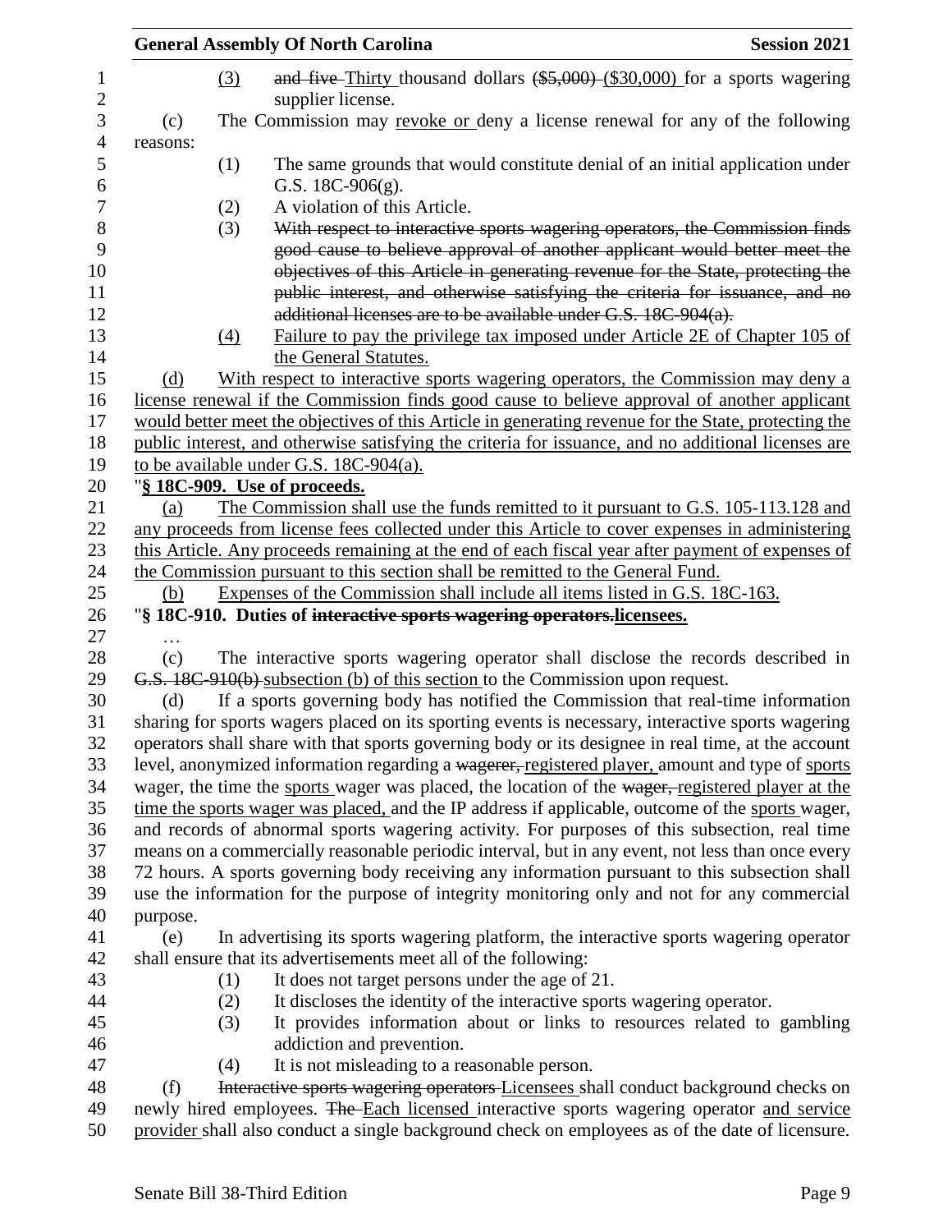(3) and five Thirty thousand dollars ($5,000) ($30,000) for a sports wagering supplier license.

(c) The Commission may revoke or deny a license renewal for any of the following reasons:

(1) The same grounds that would constitute denial of an initial application under G.S. 18C-906(g).

(2) A violation of this Article.

(3) With respect to interactive sports wagering operators, the Commission finds good cause to believe approval of another applicant would better meet the objectives of this Article in generating revenue for the State, protecting the public interest, and otherwise satisfying the criteria for issuance, and no additional licenses are to be available under G.S. 18C-904(a).

(4) Failure to pay the privilege tax imposed under Article 2E of Chapter 105 of the General Statutes.

(d) With respect to interactive sports wagering operators, the Commission may deny a license renewal if the Commission finds good cause to believe approval of another applicant would better meet the objectives of this Article in generating revenue for the State, protecting the public interest, and otherwise satisfying the criteria for issuance, and no additional licenses are to be available under G.S. 18C-904(a).

"**§ 18C-909. Use of proceeds.**

(a) The Commission shall use the funds remitted to it pursuant to G.S. 105-113.128 and any proceeds from license fees collected under this Article to cover expenses in administering this Article. Any proceeds remaining at the end of each fiscal year after payment of expenses of the Commission pursuant to this section shall be remitted to the General Fund.

(b) Expenses of the Commission shall include all items listed in G.S. 18C-163.

"**§ 18C-910. Duties of interactive sports wagering operators.licensees.**

…

(c) The interactive sports wagering operator shall disclose the records described in G.S. 18C-910(b) subsection (b) of this section to the Commission upon request.

(d) If a sports governing body has notified the Commission that real-time information sharing for sports wagers placed on its sporting events is necessary, interactive sports wagering operators shall share with that sports governing body or its designee in real time, at the account level, anonymized information regarding a wagerer, registered player, amount and type of sports wager, the time the sports wager was placed, the location of the wager, registered player at the time the sports wager was placed, and the IP address if applicable, outcome of the sports wager, and records of abnormal sports wagering activity. For purposes of this subsection, real time means on a commercially reasonable periodic interval, but in any event, not less than once every 72 hours. A sports governing body receiving any information pursuant to this subsection shall use the information for the purpose of integrity monitoring only and not for any commercial purpose.

(e) In advertising its sports wagering platform, the interactive sports wagering operator shall ensure that its advertisements meet all of the following:

(1) It does not target persons under the age of 21.

(2) It discloses the identity of the interactive sports wagering operator.

(3) It provides information about or links to resources related to gambling addiction and prevention.

(4) It is not misleading to a reasonable person.

(f) Interactive sports wagering operators Licensees shall conduct background checks on newly hired employees. The Each licensed interactive sports wagering operator and service provider shall also conduct a single background check on employees as of the date of licensure.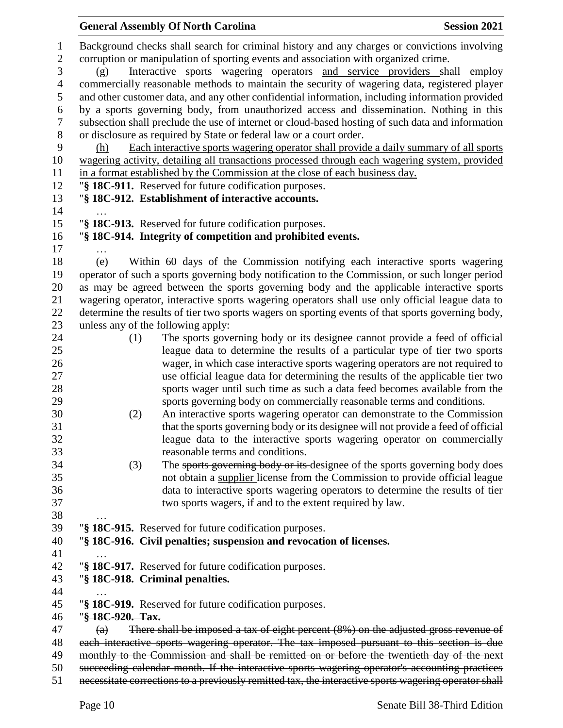Background checks shall search for criminal history and any charges or convictions involving corruption or manipulation of sporting events and association with organized crime.

(g) Interactive sports wagering operators <u>and service providers</u> shall employ commercially reasonable methods to maintain the security of wagering data, registered player and other customer data, and any other confidential information, including information provided by a sports governing body, from unauthorized access and dissemination. Nothing in this subsection shall preclude the use of internet or cloud-based hosting of such data and information or disclosure as required by State or federal law or a court order.

<u>(h) Each interactive sports wagering operator shall provide a daily summary of all sports wagering activity, detailing all transactions processed through each wagering system, provided in a format established by the Commission at the close of each business day.</u>

"**§ 18C-911.** Reserved for future codification purposes.

"**§ 18C-912. Establishment of interactive accounts.**

…

"**§ 18C-913.** Reserved for future codification purposes.

"**§ 18C-914. Integrity of competition and prohibited events.**

…

(e) Within 60 days of the Commission notifying each interactive sports wagering operator of such a sports governing body notification to the Commission, or such longer period as may be agreed between the sports governing body and the applicable interactive sports wagering operator, interactive sports wagering operators shall use only official league data to determine the results of tier two sports wagers on sporting events of that sports governing body, unless any of the following apply:

(1) The sports governing body or its designee cannot provide a feed of official league data to determine the results of a particular type of tier two sports wager, in which case interactive sports wagering operators are not required to use official league data for determining the results of the applicable tier two sports wager until such time as such a data feed becomes available from the sports governing body on commercially reasonable terms and conditions.

(2) An interactive sports wagering operator can demonstrate to the Commission that the sports governing body or its designee will not provide a feed of official league data to the interactive sports wagering operator on commercially reasonable terms and conditions.

(3) The ~~sports governing body or its~~ designee <u>of the sports governing body</u> does not obtain a <u>supplier</u> license from the Commission to provide official league data to interactive sports wagering operators to determine the results of tier two sports wagers, if and to the extent required by law.

…

"**§ 18C-915.** Reserved for future codification purposes.

"**§ 18C-916. Civil penalties; suspension and revocation of licenses.**

…

"**§ 18C-917.** Reserved for future codification purposes.

"**§ 18C-918. Criminal penalties.**

…

"**§ 18C-919.** Reserved for future codification purposes.

"~~**§ 18C-920. Tax.**~~

~~(a) There shall be imposed a tax of eight percent (8%) on the adjusted gross revenue of each interactive sports wagering operator. The tax imposed pursuant to this section is due monthly to the Commission and shall be remitted on or before the twentieth day of the next succeeding calendar month. If the interactive sports wagering operator's accounting practices necessitate corrections to a previously remitted tax, the interactive sports wagering operator shall~~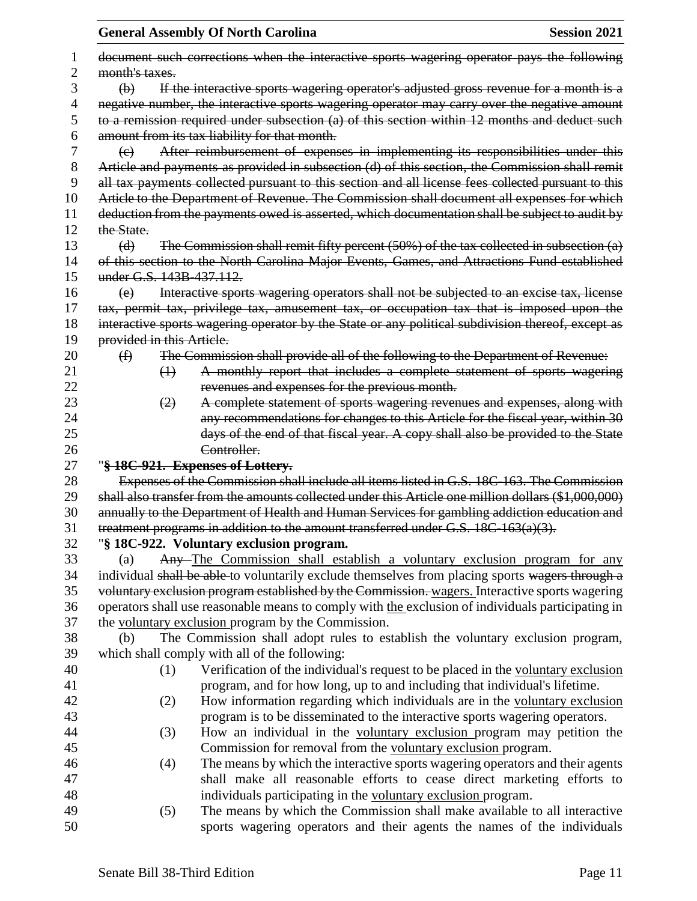~~document such corrections when the interactive sports wagering operator pays the following month's taxes.~~

~~(b) If the interactive sports wagering operator's adjusted gross revenue for a month is a negative number, the interactive sports wagering operator may carry over the negative amount to a remission required under subsection (a) of this section within 12 months and deduct such amount from its tax liability for that month.~~

~~(c) After reimbursement of expenses in implementing its responsibilities under this Article and payments as provided in subsection (d) of this section, the Commission shall remit all tax payments collected pursuant to this section and all license fees collected pursuant to this Article to the Department of Revenue. The Commission shall document all expenses for which deduction from the payments owed is asserted, which documentation shall be subject to audit by the State.~~

~~(d) The Commission shall remit fifty percent (50%) of the tax collected in subsection (a) of this section to the North Carolina Major Events, Games, and Attractions Fund established under G.S. 143B-437.112.~~

~~(e) Interactive sports wagering operators shall not be subjected to an excise tax, license tax, permit tax, privilege tax, amusement tax, or occupation tax that is imposed upon the interactive sports wagering operator by the State or any political subdivision thereof, except as provided in this Article.~~

~~(f) The Commission shall provide all of the following to the Department of Revenue:~~

~~(1) A monthly report that includes a complete statement of sports wagering revenues and expenses for the previous month.~~

~~(2) A complete statement of sports wagering revenues and expenses, along with any recommendations for changes to this Article for the fiscal year, within 30 days of the end of that fiscal year. A copy shall also be provided to the State Controller.~~

"**~~§ 18C-921. Expenses of Lottery.~~**

~~Expenses of the Commission shall include all items listed in G.S. 18C-163. The Commission shall also transfer from the amounts collected under this Article one million dollars ($1,000,000) annually to the Department of Health and Human Services for gambling addiction education and treatment programs in addition to the amount transferred under G.S. 18C-163(a)(3).~~

"**§ 18C-922. Voluntary exclusion program.**

(a) ~~Any~~ <u>The Commission shall establish a voluntary exclusion program for any</u> individual ~~shall be able~~ to voluntarily exclude themselves from placing sports ~~wagers through a voluntary exclusion program established by the Commission.~~ <u>wagers.</u> Interactive sports wagering operators shall use reasonable means to comply with <u>the</u> exclusion of individuals participating in the <u>voluntary exclusion</u> program by the Commission.

(b) The Commission shall adopt rules to establish the voluntary exclusion program, which shall comply with all of the following:

(1) Verification of the individual's request to be placed in the <u>voluntary exclusion</u> program, and for how long, up to and including that individual's lifetime.

(2) How information regarding which individuals are in the <u>voluntary exclusion</u> program is to be disseminated to the interactive sports wagering operators.

(3) How an individual in the <u>voluntary exclusion</u> program may petition the Commission for removal from the <u>voluntary exclusion</u> program.

(4) The means by which the interactive sports wagering operators and their agents shall make all reasonable efforts to cease direct marketing efforts to individuals participating in the <u>voluntary exclusion</u> program.

(5) The means by which the Commission shall make available to all interactive sports wagering operators and their agents the names of the individuals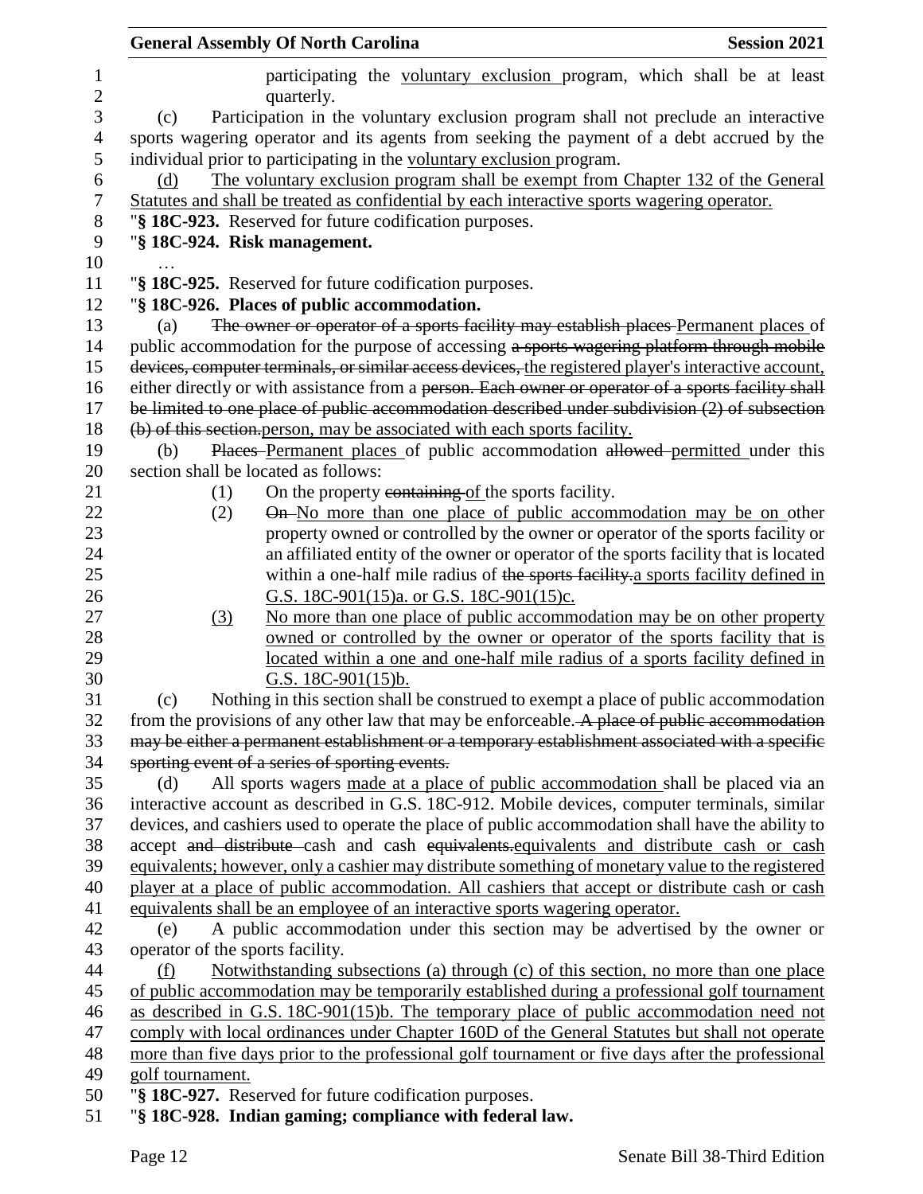participating the voluntary exclusion program, which shall be at least quarterly.

(c) Participation in the voluntary exclusion program shall not preclude an interactive sports wagering operator and its agents from seeking the payment of a debt accrued by the individual prior to participating in the voluntary exclusion program.

(d) The voluntary exclusion program shall be exempt from Chapter 132 of the General Statutes and shall be treated as confidential by each interactive sports wagering operator.

"**§ 18C-923.** Reserved for future codification purposes.

"**§ 18C-924. Risk management.**

…

"**§ 18C-925.** Reserved for future codification purposes.

"**§ 18C-926. Places of public accommodation.**

(a) ~~The owner or operator of a sports facility may establish places~~ Permanent places of public accommodation for the purpose of accessing ~~a sports wagering platform through mobile devices, computer terminals, or similar access devices,~~ the registered player's interactive account, either directly or with assistance from a ~~person. Each owner or operator of a sports facility shall be limited to one place of public accommodation described under subdivision (2) of subsection (b) of this section.~~ person, may be associated with each sports facility.

(b) ~~Places~~ Permanent places of public accommodation ~~allowed~~ permitted under this section shall be located as follows:

(1) On the property ~~containing~~ of the sports facility.

(2) ~~On~~ No more than one place of public accommodation may be on other property owned or controlled by the owner or operator of the sports facility or an affiliated entity of the owner or operator of the sports facility that is located within a one-half mile radius of ~~the sports facility.~~ a sports facility defined in G.S. 18C-901(15)a. or G.S. 18C-901(15)c.

(3) No more than one place of public accommodation may be on other property owned or controlled by the owner or operator of the sports facility that is located within a one and one-half mile radius of a sports facility defined in G.S. 18C-901(15)b.

(c) Nothing in this section shall be construed to exempt a place of public accommodation from the provisions of any other law that may be enforceable. ~~A place of public accommodation may be either a permanent establishment or a temporary establishment associated with a specific sporting event of a series of sporting events.~~

(d) All sports wagers made at a place of public accommodation shall be placed via an interactive account as described in G.S. 18C-912. Mobile devices, computer terminals, similar devices, and cashiers used to operate the place of public accommodation shall have the ability to accept ~~and distribute~~ cash and cash ~~equivalents.~~ equivalents and distribute cash or cash equivalents; however, only a cashier may distribute something of monetary value to the registered player at a place of public accommodation. All cashiers that accept or distribute cash or cash equivalents shall be an employee of an interactive sports wagering operator.

(e) A public accommodation under this section may be advertised by the owner or operator of the sports facility.

(f) Notwithstanding subsections (a) through (c) of this section, no more than one place of public accommodation may be temporarily established during a professional golf tournament as described in G.S. 18C-901(15)b. The temporary place of public accommodation need not comply with local ordinances under Chapter 160D of the General Statutes but shall not operate more than five days prior to the professional golf tournament or five days after the professional golf tournament.

"**§ 18C-927.** Reserved for future codification purposes.

"**§ 18C-928. Indian gaming; compliance with federal law.**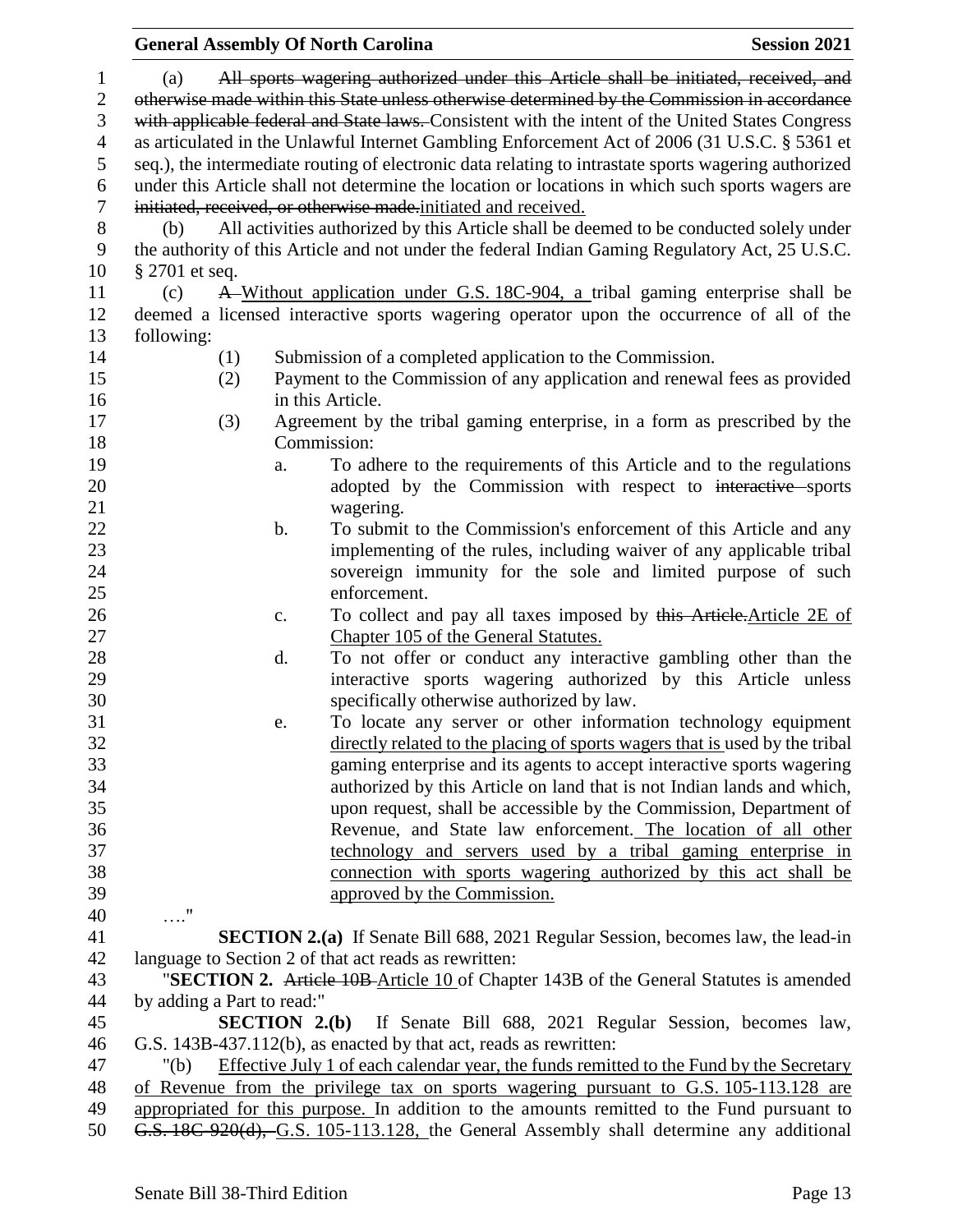(a) ~~All sports wagering authorized under this Article shall be initiated, received, and otherwise made within this State unless otherwise determined by the Commission in accordance with applicable federal and State laws.~~ Consistent with the intent of the United States Congress as articulated in the Unlawful Internet Gambling Enforcement Act of 2006 (31 U.S.C. § 5361 et seq.), the intermediate routing of electronic data relating to intrastate sports wagering authorized under this Article shall not determine the location or locations in which such sports wagers are ~~initiated, received, or otherwise made.~~initiated and received.

(b) All activities authorized by this Article shall be deemed to be conducted solely under the authority of this Article and not under the federal Indian Gaming Regulatory Act, 25 U.S.C. § 2701 et seq.

(c) ~~A~~ Without application under G.S. 18C-904, a tribal gaming enterprise shall be deemed a licensed interactive sports wagering operator upon the occurrence of all of the following:

(1) Submission of a completed application to the Commission.

(2) Payment to the Commission of any application and renewal fees as provided in this Article.

(3) Agreement by the tribal gaming enterprise, in a form as prescribed by the Commission:

a. To adhere to the requirements of this Article and to the regulations adopted by the Commission with respect to ~~interactive~~ sports wagering.

b. To submit to the Commission's enforcement of this Article and any implementing of the rules, including waiver of any applicable tribal sovereign immunity for the sole and limited purpose of such enforcement.

c. To collect and pay all taxes imposed by ~~this Article.~~Article 2E of Chapter 105 of the General Statutes.

d. To not offer or conduct any interactive gambling other than the interactive sports wagering authorized by this Article unless specifically otherwise authorized by law.

e. To locate any server or other information technology equipment directly related to the placing of sports wagers that is used by the tribal gaming enterprise and its agents to accept interactive sports wagering authorized by this Article on land that is not Indian lands and which, upon request, shall be accessible by the Commission, Department of Revenue, and State law enforcement. The location of all other technology and servers used by a tribal gaming enterprise in connection with sports wagering authorized by this act shall be approved by the Commission.

…."

**SECTION 2.(a)** If Senate Bill 688, 2021 Regular Session, becomes law, the lead-in language to Section 2 of that act reads as rewritten:

"**SECTION 2.** ~~Article 10B~~ Article 10 of Chapter 143B of the General Statutes is amended by adding a Part to read:"

**SECTION 2.(b)** If Senate Bill 688, 2021 Regular Session, becomes law, G.S. 143B-437.112(b), as enacted by that act, reads as rewritten:

"(b) Effective July 1 of each calendar year, the funds remitted to the Fund by the Secretary of Revenue from the privilege tax on sports wagering pursuant to G.S. 105-113.128 are appropriated for this purpose. In addition to the amounts remitted to the Fund pursuant to ~~G.S. 18C-920(d),~~ G.S. 105-113.128, the General Assembly shall determine any additional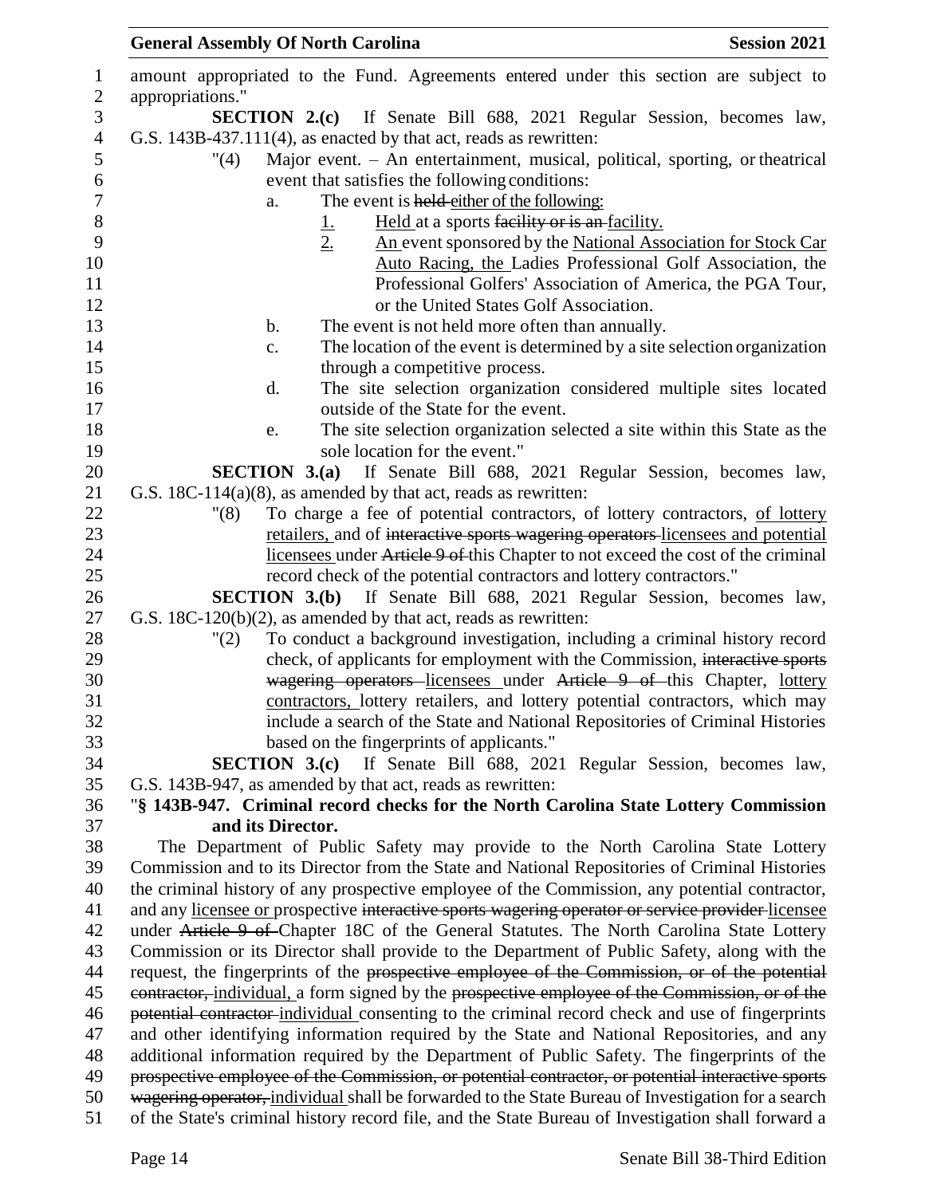amount appropriated to the Fund. Agreements entered under this section are subject to appropriations."

**SECTION 2.(c)** If Senate Bill 688, 2021 Regular Session, becomes law, G.S. 143B-437.111(4), as enacted by that act, reads as rewritten:

"(4) Major event. – An entertainment, musical, political, sporting, or theatrical event that satisfies the following conditions:

a. The event is ~~held~~ either of the following:

1. Held at a sports ~~facility or is an~~ facility.
2. An event sponsored by the National Association for Stock Car Auto Racing, the Ladies Professional Golf Association, the Professional Golfers' Association of America, the PGA Tour, or the United States Golf Association.

b. The event is not held more often than annually.

c. The location of the event is determined by a site selection organization through a competitive process.

d. The site selection organization considered multiple sites located outside of the State for the event.

e. The site selection organization selected a site within this State as the sole location for the event."

**SECTION 3.(a)** If Senate Bill 688, 2021 Regular Session, becomes law, G.S. 18C-114(a)(8), as amended by that act, reads as rewritten:

"(8) To charge a fee of potential contractors, of lottery contractors, of lottery retailers, and of ~~interactive sports wagering operators~~ licensees and potential licensees under ~~Article 9 of~~ this Chapter to not exceed the cost of the criminal record check of the potential contractors and lottery contractors."

**SECTION 3.(b)** If Senate Bill 688, 2021 Regular Session, becomes law, G.S. 18C-120(b)(2), as amended by that act, reads as rewritten:

"(2) To conduct a background investigation, including a criminal history record check, of applicants for employment with the Commission, ~~interactive sports wagering operators~~ licensees under ~~Article 9 of~~ this Chapter, lottery contractors, lottery retailers, and lottery potential contractors, which may include a search of the State and National Repositories of Criminal Histories based on the fingerprints of applicants."

**SECTION 3.(c)** If Senate Bill 688, 2021 Regular Session, becomes law, G.S. 143B-947, as amended by that act, reads as rewritten:

"**§ 143B-947. Criminal record checks for the North Carolina State Lottery Commission and its Director.**

The Department of Public Safety may provide to the North Carolina State Lottery Commission and to its Director from the State and National Repositories of Criminal Histories the criminal history of any prospective employee of the Commission, any potential contractor, and any licensee or prospective ~~interactive sports wagering operator or service provider~~ licensee under ~~Article 9 of~~ Chapter 18C of the General Statutes. The North Carolina State Lottery Commission or its Director shall provide to the Department of Public Safety, along with the request, the fingerprints of the ~~prospective employee of the Commission, or of the potential contractor,~~ individual, a form signed by the ~~prospective employee of the Commission, or of the potential contractor~~ individual consenting to the criminal record check and use of fingerprints and other identifying information required by the State and National Repositories, and any additional information required by the Department of Public Safety. The fingerprints of the ~~prospective employee of the Commission, or potential contractor, or potential interactive sports wagering operator,~~ individual shall be forwarded to the State Bureau of Investigation for a search of the State's criminal history record file, and the State Bureau of Investigation shall forward a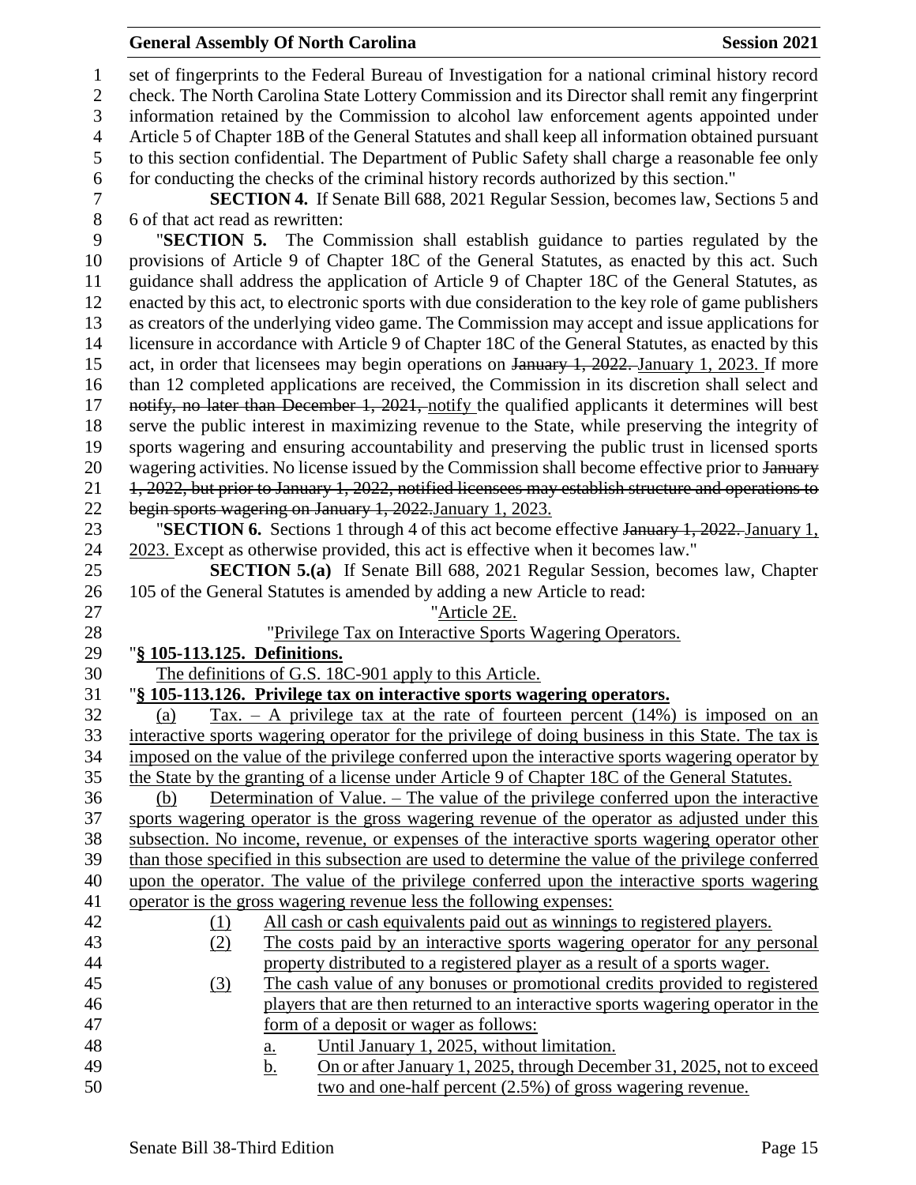set of fingerprints to the Federal Bureau of Investigation for a national criminal history record check. The North Carolina State Lottery Commission and its Director shall remit any fingerprint information retained by the Commission to alcohol law enforcement agents appointed under Article 5 of Chapter 18B of the General Statutes and shall keep all information obtained pursuant to this section confidential. The Department of Public Safety shall charge a reasonable fee only for conducting the checks of the criminal history records authorized by this section."

**SECTION 4.** If Senate Bill 688, 2021 Regular Session, becomes law, Sections 5 and 6 of that act read as rewritten:

"**SECTION 5.** The Commission shall establish guidance to parties regulated by the provisions of Article 9 of Chapter 18C of the General Statutes, as enacted by this act. Such guidance shall address the application of Article 9 of Chapter 18C of the General Statutes, as enacted by this act, to electronic sports with due consideration to the key role of game publishers as creators of the underlying video game. The Commission may accept and issue applications for licensure in accordance with Article 9 of Chapter 18C of the General Statutes, as enacted by this act, in order that licensees may begin operations on ~~January 1, 2022.~~ January 1, 2023. If more than 12 completed applications are received, the Commission in its discretion shall select and ~~notify, no later than December 1, 2021,~~ notify the qualified applicants it determines will best serve the public interest in maximizing revenue to the State, while preserving the integrity of sports wagering and ensuring accountability and preserving the public trust in licensed sports wagering activities. No license issued by the Commission shall become effective prior to ~~January 1, 2022, but prior to January 1, 2022, notified licensees may establish structure and operations to begin sports wagering on January 1, 2022.~~January 1, 2023.

"**SECTION 6.** Sections 1 through 4 of this act become effective ~~January 1, 2022.~~ January 1, 2023. Except as otherwise provided, this act is effective when it becomes law."

**SECTION 5.(a)** If Senate Bill 688, 2021 Regular Session, becomes law, Chapter 105 of the General Statutes is amended by adding a new Article to read:

"Article 2E.

"Privilege Tax on Interactive Sports Wagering Operators.

"**§ 105-113.125. Definitions.**

The definitions of G.S. 18C-901 apply to this Article.

"**§ 105-113.126. Privilege tax on interactive sports wagering operators.**

(a) Tax. – A privilege tax at the rate of fourteen percent (14%) is imposed on an interactive sports wagering operator for the privilege of doing business in this State. The tax is imposed on the value of the privilege conferred upon the interactive sports wagering operator by the State by the granting of a license under Article 9 of Chapter 18C of the General Statutes.

(b) Determination of Value. – The value of the privilege conferred upon the interactive sports wagering operator is the gross wagering revenue of the operator as adjusted under this subsection. No income, revenue, or expenses of the interactive sports wagering operator other than those specified in this subsection are used to determine the value of the privilege conferred upon the operator. The value of the privilege conferred upon the interactive sports wagering operator is the gross wagering revenue less the following expenses:

(1) All cash or cash equivalents paid out as winnings to registered players.

(2) The costs paid by an interactive sports wagering operator for any personal property distributed to a registered player as a result of a sports wager.

(3) The cash value of any bonuses or promotional credits provided to registered players that are then returned to an interactive sports wagering operator in the form of a deposit or wager as follows:

a. Until January 1, 2025, without limitation.

b. On or after January 1, 2025, through December 31, 2025, not to exceed two and one-half percent (2.5%) of gross wagering revenue.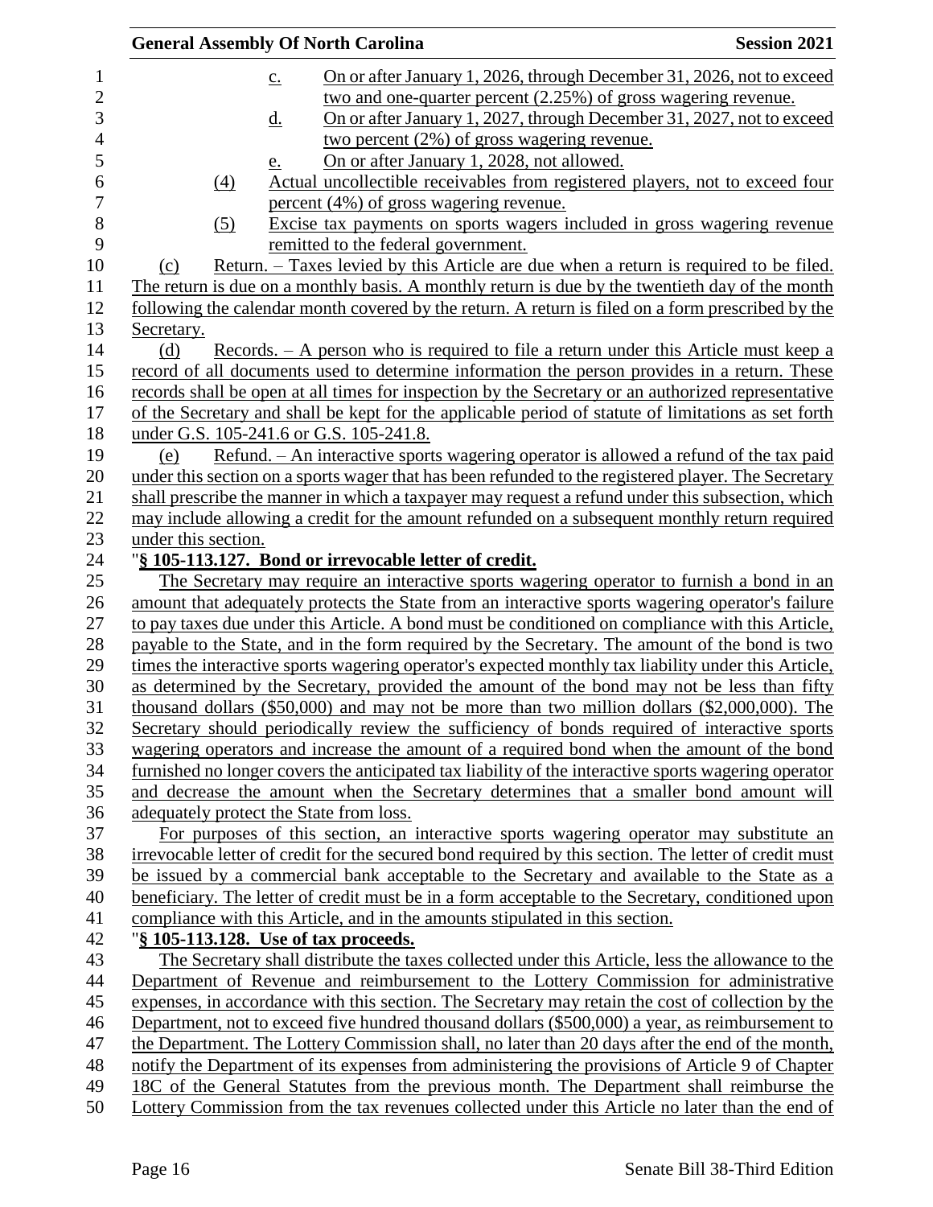c. On or after January 1, 2026, through December 31, 2026, not to exceed two and one-quarter percent (2.25%) of gross wagering revenue.

d. On or after January 1, 2027, through December 31, 2027, not to exceed two percent (2%) of gross wagering revenue.

e. On or after January 1, 2028, not allowed.

(4) Actual uncollectible receivables from registered players, not to exceed four percent (4%) of gross wagering revenue.

(5) Excise tax payments on sports wagers included in gross wagering revenue remitted to the federal government.

(c) Return. – Taxes levied by this Article are due when a return is required to be filed. The return is due on a monthly basis. A monthly return is due by the twentieth day of the month following the calendar month covered by the return. A return is filed on a form prescribed by the Secretary.

(d) Records. – A person who is required to file a return under this Article must keep a record of all documents used to determine information the person provides in a return. These records shall be open at all times for inspection by the Secretary or an authorized representative of the Secretary and shall be kept for the applicable period of statute of limitations as set forth under G.S. 105-241.6 or G.S. 105-241.8.

(e) Refund. – An interactive sports wagering operator is allowed a refund of the tax paid under this section on a sports wager that has been refunded to the registered player. The Secretary shall prescribe the manner in which a taxpayer may request a refund under this subsection, which may include allowing a credit for the amount refunded on a subsequent monthly return required under this section.

"**§ 105-113.127. Bond or irrevocable letter of credit.**

The Secretary may require an interactive sports wagering operator to furnish a bond in an amount that adequately protects the State from an interactive sports wagering operator's failure to pay taxes due under this Article. A bond must be conditioned on compliance with this Article, payable to the State, and in the form required by the Secretary. The amount of the bond is two times the interactive sports wagering operator's expected monthly tax liability under this Article, as determined by the Secretary, provided the amount of the bond may not be less than fifty thousand dollars ($50,000) and may not be more than two million dollars ($2,000,000). The Secretary should periodically review the sufficiency of bonds required of interactive sports wagering operators and increase the amount of a required bond when the amount of the bond furnished no longer covers the anticipated tax liability of the interactive sports wagering operator and decrease the amount when the Secretary determines that a smaller bond amount will adequately protect the State from loss.

For purposes of this section, an interactive sports wagering operator may substitute an irrevocable letter of credit for the secured bond required by this section. The letter of credit must be issued by a commercial bank acceptable to the Secretary and available to the State as a beneficiary. The letter of credit must be in a form acceptable to the Secretary, conditioned upon compliance with this Article, and in the amounts stipulated in this section.

"**§ 105-113.128. Use of tax proceeds.**

The Secretary shall distribute the taxes collected under this Article, less the allowance to the Department of Revenue and reimbursement to the Lottery Commission for administrative expenses, in accordance with this section. The Secretary may retain the cost of collection by the Department, not to exceed five hundred thousand dollars ($500,000) a year, as reimbursement to the Department. The Lottery Commission shall, no later than 20 days after the end of the month, notify the Department of its expenses from administering the provisions of Article 9 of Chapter 18C of the General Statutes from the previous month. The Department shall reimburse the Lottery Commission from the tax revenues collected under this Article no later than the end of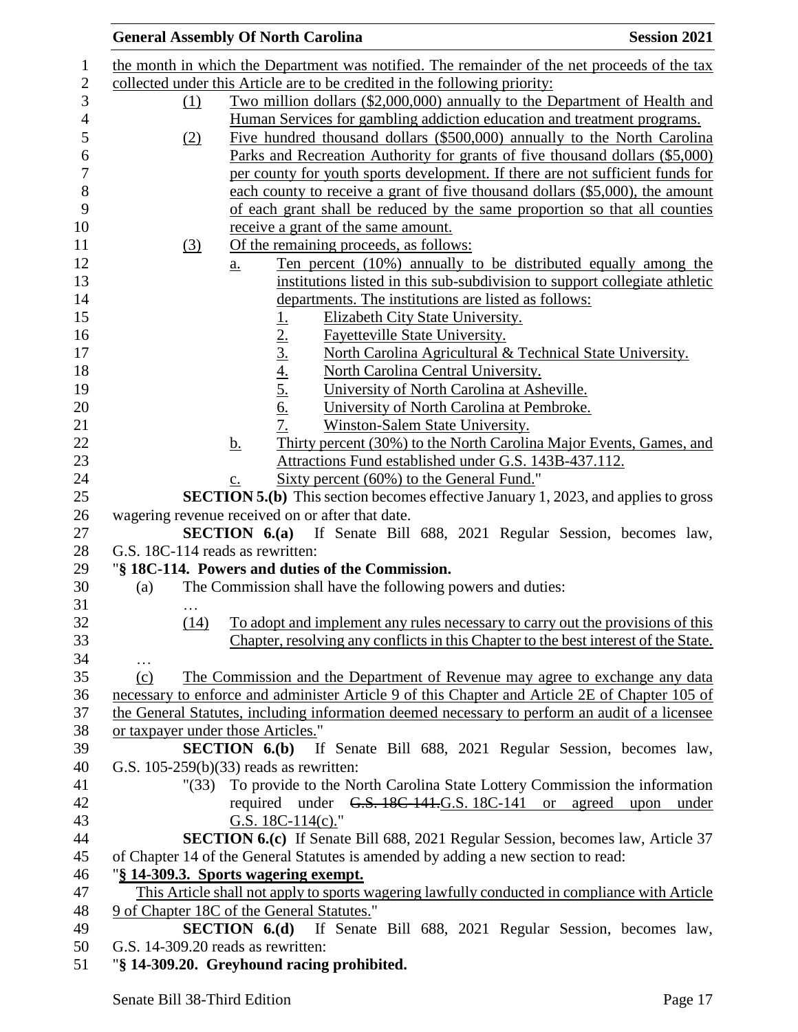the month in which the Department was notified. The remainder of the net proceeds of the tax collected under this Article are to be credited in the following priority:

(1) Two million dollars ($2,000,000) annually to the Department of Health and Human Services for gambling addiction education and treatment programs.

(2) Five hundred thousand dollars ($500,000) annually to the North Carolina Parks and Recreation Authority for grants of five thousand dollars ($5,000) per county for youth sports development. If there are not sufficient funds for each county to receive a grant of five thousand dollars ($5,000), the amount of each grant shall be reduced by the same proportion so that all counties receive a grant of the same amount.

(3) Of the remaining proceeds, as follows:

a. Ten percent (10%) annually to be distributed equally among the institutions listed in this sub-subdivision to support collegiate athletic departments. The institutions are listed as follows:

1. Elizabeth City State University.
2. Fayetteville State University.
3. North Carolina Agricultural & Technical State University.
4. North Carolina Central University.
5. University of North Carolina at Asheville.
6. University of North Carolina at Pembroke.
7. Winston-Salem State University.

b. Thirty percent (30%) to the North Carolina Major Events, Games, and Attractions Fund established under G.S. 143B-437.112.

c. Sixty percent (60%) to the General Fund."

**SECTION 5.(b)** This section becomes effective January 1, 2023, and applies to gross wagering revenue received on or after that date.

**SECTION 6.(a)** If Senate Bill 688, 2021 Regular Session, becomes law, G.S. 18C-114 reads as rewritten:

"**§ 18C-114. Powers and duties of the Commission.**

(a) The Commission shall have the following powers and duties:

…

(14) To adopt and implement any rules necessary to carry out the provisions of this Chapter, resolving any conflicts in this Chapter to the best interest of the State.

…

(c) The Commission and the Department of Revenue may agree to exchange any data necessary to enforce and administer Article 9 of this Chapter and Article 2E of Chapter 105 of the General Statutes, including information deemed necessary to perform an audit of a licensee or taxpayer under those Articles."

**SECTION 6.(b)** If Senate Bill 688, 2021 Regular Session, becomes law, G.S. 105-259(b)(33) reads as rewritten:

"(33) To provide to the North Carolina State Lottery Commission the information required under ~~G.S. 18C-141.~~G.S. 18C-141 or agreed upon under G.S. 18C-114(c)."

**SECTION 6.(c)** If Senate Bill 688, 2021 Regular Session, becomes law, Article 37 of Chapter 14 of the General Statutes is amended by adding a new section to read:

"**§ 14-309.3. Sports wagering exempt.**

This Article shall not apply to sports wagering lawfully conducted in compliance with Article 9 of Chapter 18C of the General Statutes."

**SECTION 6.(d)** If Senate Bill 688, 2021 Regular Session, becomes law, G.S. 14-309.20 reads as rewritten:

"**§ 14-309.20. Greyhound racing prohibited.**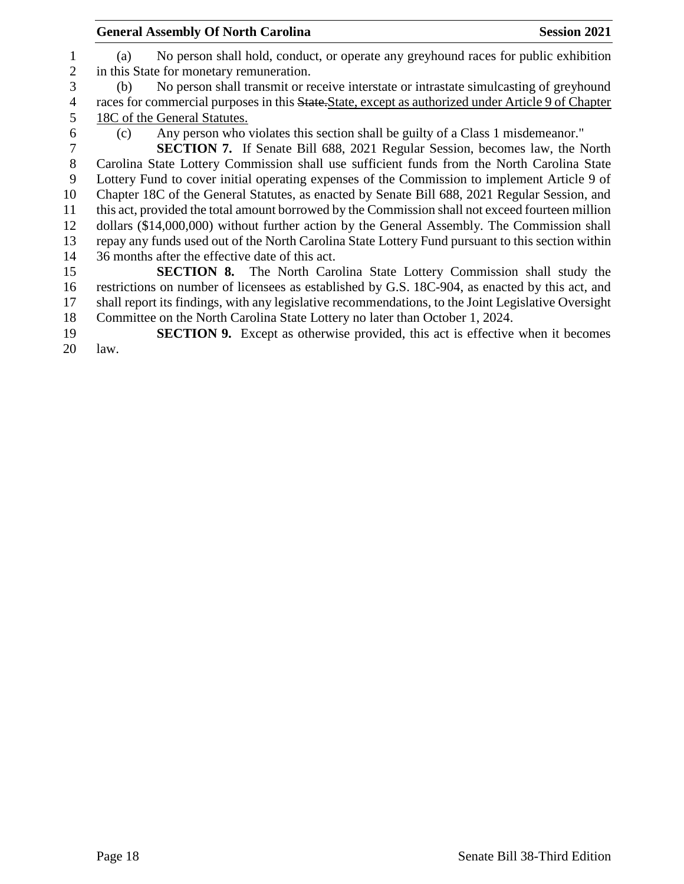(a) No person shall hold, conduct, or operate any greyhound races for public exhibition in this State for monetary remuneration.

(b) No person shall transmit or receive interstate or intrastate simulcasting of greyhound races for commercial purposes in this ~~State.~~State, except as authorized under Article 9 of Chapter 18C of the General Statutes.

(c) Any person who violates this section shall be guilty of a Class 1 misdemeanor."

**SECTION 7.** If Senate Bill 688, 2021 Regular Session, becomes law, the North Carolina State Lottery Commission shall use sufficient funds from the North Carolina State Lottery Fund to cover initial operating expenses of the Commission to implement Article 9 of Chapter 18C of the General Statutes, as enacted by Senate Bill 688, 2021 Regular Session, and this act, provided the total amount borrowed by the Commission shall not exceed fourteen million dollars ($14,000,000) without further action by the General Assembly. The Commission shall repay any funds used out of the North Carolina State Lottery Fund pursuant to this section within 36 months after the effective date of this act.

**SECTION 8.** The North Carolina State Lottery Commission shall study the restrictions on number of licensees as established by G.S. 18C-904, as enacted by this act, and shall report its findings, with any legislative recommendations, to the Joint Legislative Oversight Committee on the North Carolina State Lottery no later than October 1, 2024.

**SECTION 9.** Except as otherwise provided, this act is effective when it becomes law.